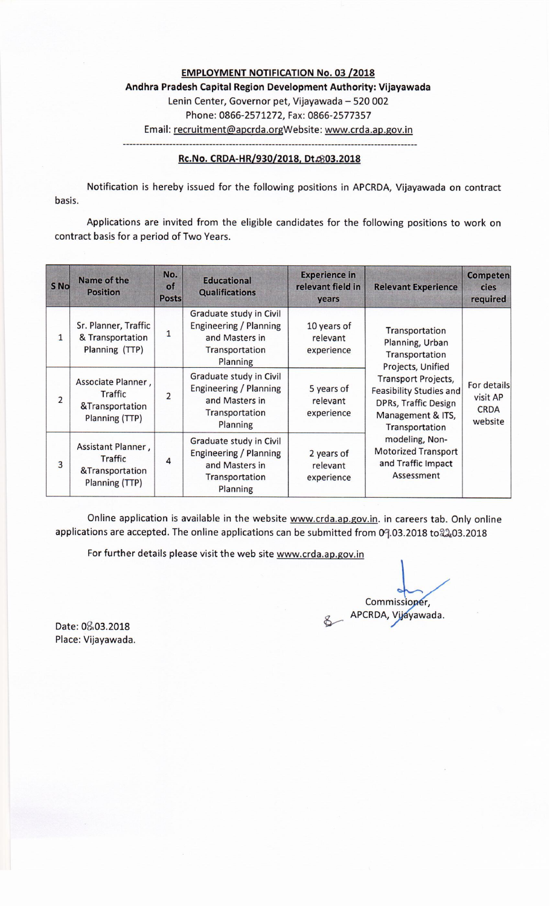**EMPLOYMENT NOTIFICATION No. 03 /2018**

**Andhra Pradesh Capital Region Development Authority: Vijayawada**

Lenin Center, Governor pet, Vijayawada – 520 002

Phone: 0866-2571272, Fax: 0866-2577357

Email: recruitment@apcrda.orgWebsite: www.crda.ap.gov.in

---

**Rc.No. CRDA-HR/930/2018, Dt.08.03.2018**

Notification is hereby issued for the following positions in APCRDA, Vijayawada on contract basis.

Applications are invited from the eligible candidates for the following positions to work on contract basis for a period of Two Years.

| S No | Name of the Position | No. of Posts | Educational Qualifications | Experience in relevant field in years | Relevant Experience | Competencies required |
|---|---|---|---|---|---|---|
| 1 | Sr. Planner, Traffic & Transportation Planning (TTP) | 1 | Graduate study in Civil Engineering / Planning and Masters in Transportation Planning | 10 years of relevant experience | Transportation Planning, Urban Transportation Projects, Unified Transport Projects, Feasibility Studies and DPRs, Traffic Design Management & ITS, Transportation modeling, Non-Motorized Transport and Traffic Impact Assessment | For details visit AP CRDA website |
| 2 | Associate Planner, Traffic &Transportation Planning (TTP) | 2 | Graduate study in Civil Engineering / Planning and Masters in Transportation Planning | 5 years of relevant experience | | |
| 3 | Assistant Planner, Traffic &Transportation Planning (TTP) | 4 | Graduate study in Civil Engineering / Planning and Masters in Transportation Planning | 2 years of relevant experience | | |

Online application is available in the website www.crda.ap.gov.in. in careers tab. Only online applications are accepted. The online applications can be submitted from 09.03.2018 to 22.03.2018

For further details please visit the web site www.crda.ap.gov.in

Commissioner,
APCRDA, Vijayawada.

Date: 08.03.2018
Place: Vijayawada.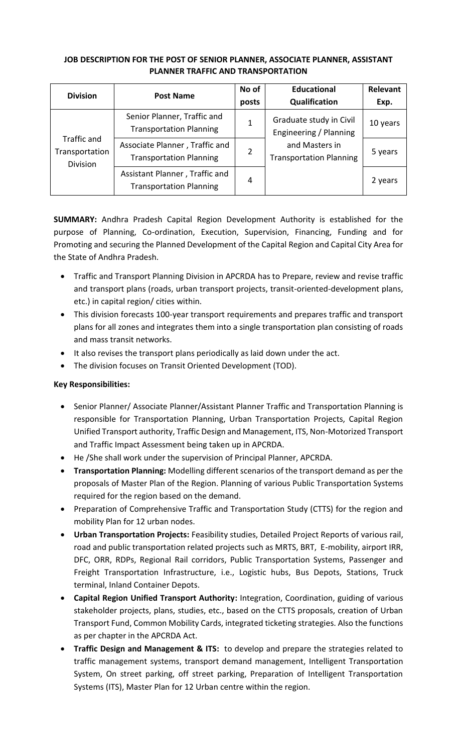**JOB DESCRIPTION FOR THE POST OF SENIOR PLANNER, ASSOCIATE PLANNER, ASSISTANT PLANNER TRAFFIC AND TRANSPORTATION**

| Division | Post Name | No of posts | Educational Qualification | Relevant Exp. |
|---|---|---|---|---|
| Traffic and Transportation Division | Senior Planner, Traffic and Transportation Planning | 1 | Graduate study in Civil Engineering / Planning and Masters in Transportation Planning | 10 years |
| | Associate Planner , Traffic and Transportation Planning | 2 | | 5 years |
| | Assistant Planner , Traffic and Transportation Planning | 4 | | 2 years |

**SUMMARY:** Andhra Pradesh Capital Region Development Authority is established for the purpose of Planning, Co-ordination, Execution, Supervision, Financing, Funding and for Promoting and securing the Planned Development of the Capital Region and Capital City Area for the State of Andhra Pradesh.

- Traffic and Transport Planning Division in APCRDA has to Prepare, review and revise traffic and transport plans (roads, urban transport projects, transit-oriented-development plans, etc.) in capital region/ cities within.
- This division forecasts 100-year transport requirements and prepares traffic and transport plans for all zones and integrates them into a single transportation plan consisting of roads and mass transit networks.
- It also revises the transport plans periodically as laid down under the act.
- The division focuses on Transit Oriented Development (TOD).

**Key Responsibilities:**

- Senior Planner/ Associate Planner/Assistant Planner Traffic and Transportation Planning is responsible for Transportation Planning, Urban Transportation Projects, Capital Region Unified Transport authority, Traffic Design and Management, ITS, Non-Motorized Transport and Traffic Impact Assessment being taken up in APCRDA.
- He /She shall work under the supervision of Principal Planner, APCRDA.
- **Transportation Planning:** Modelling different scenarios of the transport demand as per the proposals of Master Plan of the Region. Planning of various Public Transportation Systems required for the region based on the demand.
- Preparation of Comprehensive Traffic and Transportation Study (CTTS) for the region and mobility Plan for 12 urban nodes.
- **Urban Transportation Projects:** Feasibility studies, Detailed Project Reports of various rail, road and public transportation related projects such as MRTS, BRT, E-mobility, airport IRR, DFC, ORR, RDPs, Regional Rail corridors, Public Transportation Systems, Passenger and Freight Transportation Infrastructure, i.e., Logistic hubs, Bus Depots, Stations, Truck terminal, Inland Container Depots.
- **Capital Region Unified Transport Authority:** Integration, Coordination, guiding of various stakeholder projects, plans, studies, etc., based on the CTTS proposals, creation of Urban Transport Fund, Common Mobility Cards, integrated ticketing strategies. Also the functions as per chapter in the APCRDA Act.
- **Traffic Design and Management & ITS:** to develop and prepare the strategies related to traffic management systems, transport demand management, Intelligent Transportation System, On street parking, off street parking, Preparation of Intelligent Transportation Systems (ITS), Master Plan for 12 Urban centre within the region.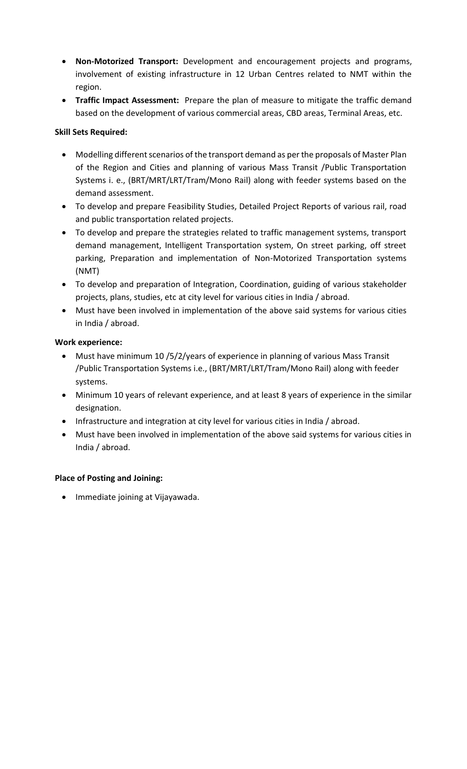- **Non-Motorized Transport:** Development and encouragement projects and programs, involvement of existing infrastructure in 12 Urban Centres related to NMT within the region.
- **Traffic Impact Assessment:** Prepare the plan of measure to mitigate the traffic demand based on the development of various commercial areas, CBD areas, Terminal Areas, etc.

**Skill Sets Required:**

- Modelling different scenarios of the transport demand as per the proposals of Master Plan of the Region and Cities and planning of various Mass Transit /Public Transportation Systems i. e., (BRT/MRT/LRT/Tram/Mono Rail) along with feeder systems based on the demand assessment.
- To develop and prepare Feasibility Studies, Detailed Project Reports of various rail, road and public transportation related projects.
- To develop and prepare the strategies related to traffic management systems, transport demand management, Intelligent Transportation system, On street parking, off street parking, Preparation and implementation of Non-Motorized Transportation systems (NMT)
- To develop and preparation of Integration, Coordination, guiding of various stakeholder projects, plans, studies, etc at city level for various cities in India / abroad.
- Must have been involved in implementation of the above said systems for various cities in India / abroad.

**Work experience:**

- Must have minimum 10 /5/2/years of experience in planning of various Mass Transit /Public Transportation Systems i.e., (BRT/MRT/LRT/Tram/Mono Rail) along with feeder systems.
- Minimum 10 years of relevant experience, and at least 8 years of experience in the similar designation.
- Infrastructure and integration at city level for various cities in India / abroad.
- Must have been involved in implementation of the above said systems for various cities in India / abroad.

**Place of Posting and Joining:**

- Immediate joining at Vijayawada.